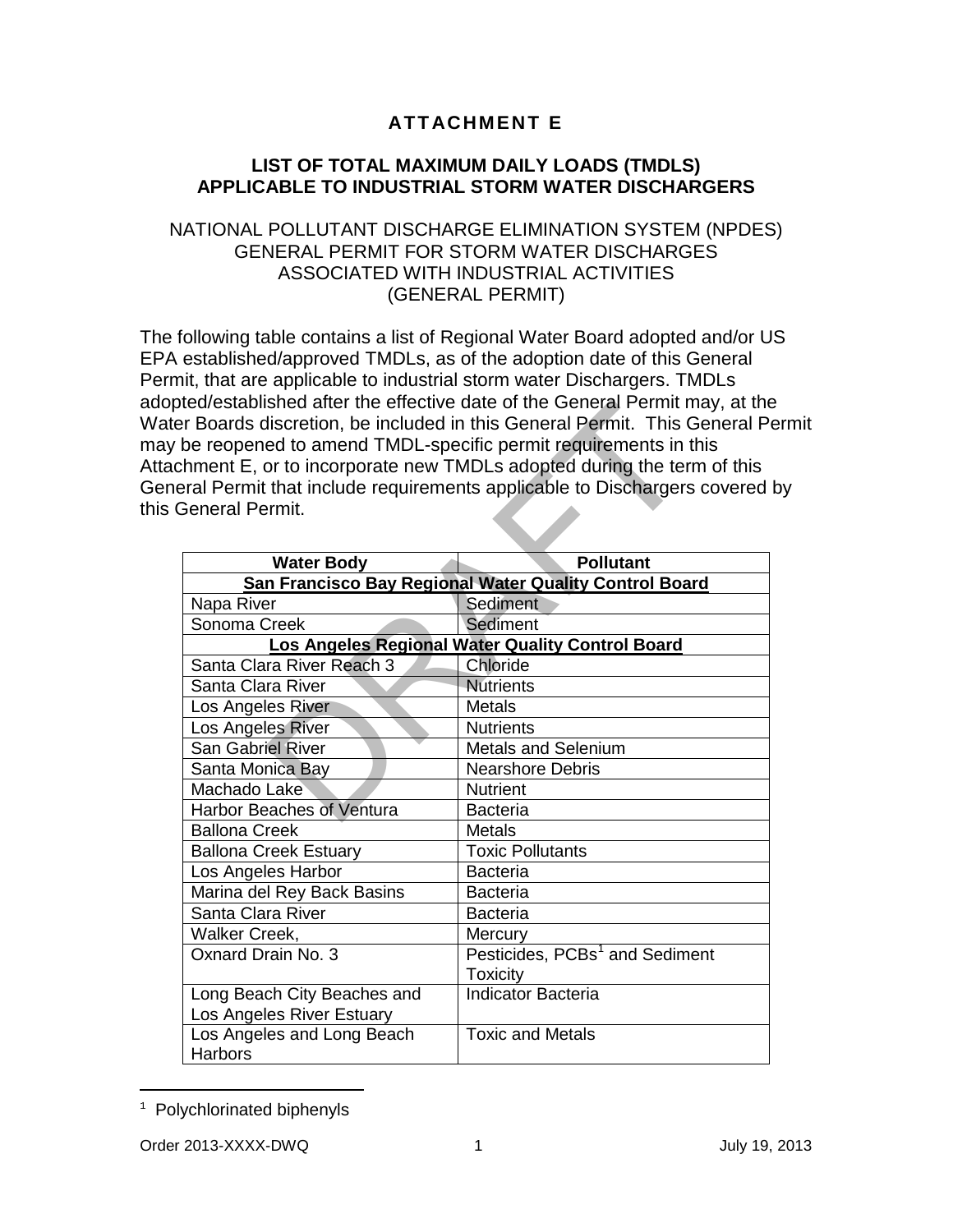# ATTACHMENT E

## LIST OF TOTAL MAXIMUM DAILY LOADS (TMDLS) APPLICABLE TO INDUSTRIAL STORM WATER DISCHARGERS

NATIONAL POLLUTANT DISCHARGE ELIMINATION SYSTEM (NPDES)
GENERAL PERMIT FOR STORM WATER DISCHARGES
ASSOCIATED WITH INDUSTRIAL ACTIVITIES
(GENERAL PERMIT)

The following table contains a list of Regional Water Board adopted and/or US EPA established/approved TMDLs, as of the adoption date of this General Permit, that are applicable to industrial storm water Dischargers. TMDLs adopted/established after the effective date of the General Permit may, at the Water Boards discretion, be included in this General Permit. This General Permit may be reopened to amend TMDL-specific permit requirements in this Attachment E, or to incorporate new TMDLs adopted during the term of this General Permit that include requirements applicable to Dischargers covered by this General Permit.

| Water Body | Pollutant |
|---|---|
| **San Francisco Bay Regional Water Quality Control Board** | |
| Napa River | Sediment |
| Sonoma Creek | Sediment |
| **Los Angeles Regional Water Quality Control Board** | |
| Santa Clara River Reach 3 | Chloride |
| Santa Clara River | Nutrients |
| Los Angeles River | Metals |
| Los Angeles River | Nutrients |
| San Gabriel River | Metals and Selenium |
| Santa Monica Bay | Nearshore Debris |
| Machado Lake | Nutrient |
| Harbor Beaches of Ventura | Bacteria |
| Ballona Creek | Metals |
| Ballona Creek Estuary | Toxic Pollutants |
| Los Angeles Harbor | Bacteria |
| Marina del Rey Back Basins | Bacteria |
| Santa Clara River | Bacteria |
| Walker Creek, | Mercury |
| Oxnard Drain No. 3 | Pesticides, PCBs[1] and Sediment Toxicity |
| Long Beach City Beaches and Los Angeles River Estuary | Indicator Bacteria |
| Los Angeles and Long Beach Harbors | Toxic and Metals |

[1] Polychlorinated biphenyls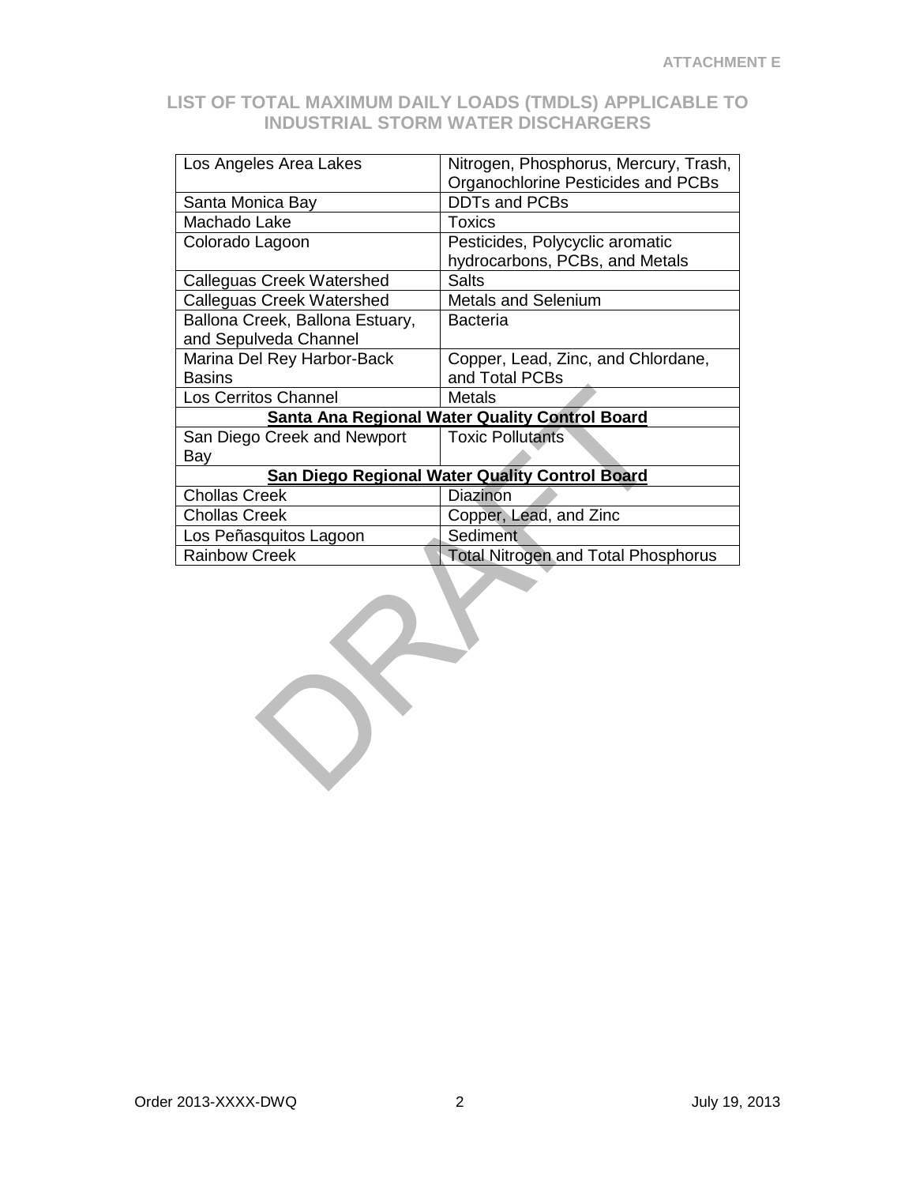## LIST OF TOTAL MAXIMUM DAILY LOADS (TMDLS) APPLICABLE TO INDUSTRIAL STORM WATER DISCHARGERS

| | |
|---|---|
| Los Angeles Area Lakes | Nitrogen, Phosphorus, Mercury, Trash, Organochlorine Pesticides and PCBs |
| Santa Monica Bay | DDTs and PCBs |
| Machado Lake | Toxics |
| Colorado Lagoon | Pesticides, Polycyclic aromatic hydrocarbons, PCBs, and Metals |
| Calleguas Creek Watershed | Salts |
| Calleguas Creek Watershed | Metals and Selenium |
| Ballona Creek, Ballona Estuary, and Sepulveda Channel | Bacteria |
| Marina Del Rey Harbor-Back Basins | Copper, Lead, Zinc, and Chlordane, and Total PCBs |
| Los Cerritos Channel | Metals |
| **Santa Ana Regional Water Quality Control Board** | |
| San Diego Creek and Newport Bay | Toxic Pollutants |
| **San Diego Regional Water Quality Control Board** | |
| Chollas Creek | Diazinon |
| Chollas Creek | Copper, Lead, and Zinc |
| Los Peñasquitos Lagoon | Sediment |
| Rainbow Creek | Total Nitrogen and Total Phosphorus |